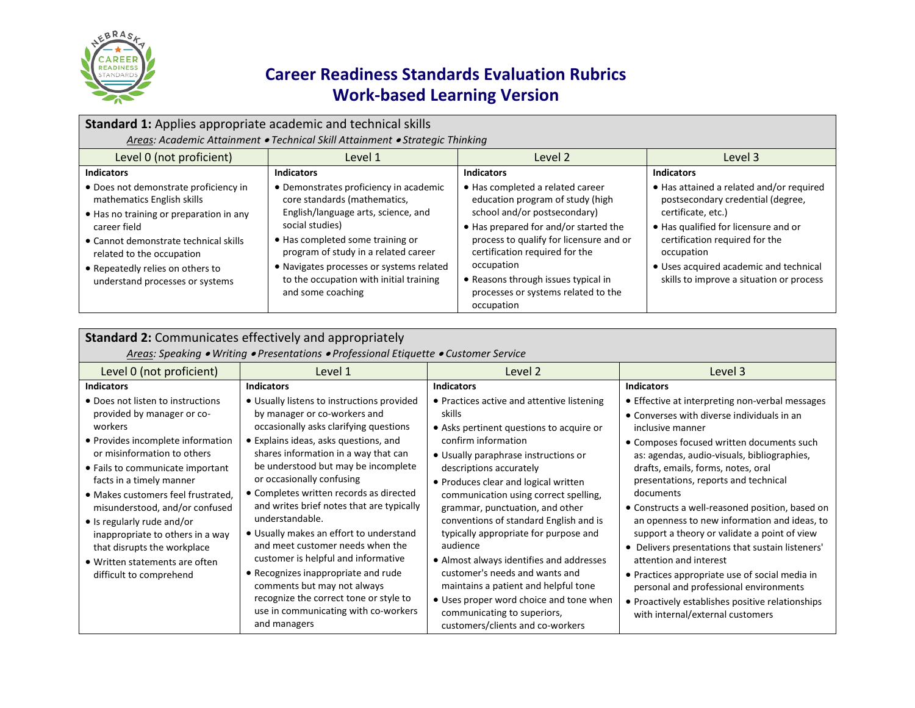# Career Readiness Standards Evaluation Rubrics
## Work-based Learning Version

**Standard 1:** Applies appropriate academic and technical skills

*Areas: Academic Attainment • Technical Skill Attainment • Strategic Thinking*

| Level 0 (not proficient) | Level 1 | Level 2 | Level 3 |
|---|---|---|---|
| **Indicators**<br>• Does not demonstrate proficiency in mathematics English skills<br>• Has no training or preparation in any career field<br>• Cannot demonstrate technical skills related to the occupation<br>• Repeatedly relies on others to understand processes or systems | **Indicators**<br>• Demonstrates proficiency in academic core standards (mathematics, English/language arts, science, and social studies)<br>• Has completed some training or program of study in a related career<br>• Navigates processes or systems related to the occupation with initial training and some coaching | **Indicators**<br>• Has completed a related career education program of study (high school and/or postsecondary)<br>• Has prepared for and/or started the process to qualify for licensure and or certification required for the occupation<br>• Reasons through issues typical in processes or systems related to the occupation | **Indicators**<br>• Has attained a related and/or required postsecondary credential (degree, certificate, etc.)<br>• Has qualified for licensure and or certification required for the occupation<br>• Uses acquired academic and technical skills to improve a situation or process |

**Standard 2:** Communicates effectively and appropriately

*Areas: Speaking • Writing • Presentations • Professional Etiquette • Customer Service*

| Level 0 (not proficient) | Level 1 | Level 2 | Level 3 |
|---|---|---|---|
| **Indicators**<br>• Does not listen to instructions provided by manager or co-workers<br>• Provides incomplete information or misinformation to others<br>• Fails to communicate important facts in a timely manner<br>• Makes customers feel frustrated, misunderstood, and/or confused<br>• Is regularly rude and/or inappropriate to others in a way that disrupts the workplace<br>• Written statements are often difficult to comprehend | **Indicators**<br>• Usually listens to instructions provided by manager or co-workers and occasionally asks clarifying questions<br>• Explains ideas, asks questions, and shares information in a way that can be understood but may be incomplete or occasionally confusing<br>• Completes written records as directed and writes brief notes that are typically understandable.<br>• Usually makes an effort to understand and meet customer needs when the customer is helpful and informative<br>• Recognizes inappropriate and rude comments but may not always recognize the correct tone or style to use in communicating with co-workers and managers | **Indicators**<br>• Practices active and attentive listening skills<br>• Asks pertinent questions to acquire or confirm information<br>• Usually paraphrase instructions or descriptions accurately<br>• Produces clear and logical written communication using correct spelling, grammar, punctuation, and other conventions of standard English and is typically appropriate for purpose and audience<br>• Almost always identifies and addresses customer's needs and wants and maintains a patient and helpful tone<br>• Uses proper word choice and tone when communicating to superiors, customers/clients and co-workers | **Indicators**<br>• Effective at interpreting non-verbal messages<br>• Converses with diverse individuals in an inclusive manner<br>• Composes focused written documents such as: agendas, audio-visuals, bibliographies, drafts, emails, forms, notes, oral presentations, reports and technical documents<br>• Constructs a well-reasoned position, based on an openness to new information and ideas, to support a theory or validate a point of view<br>• Delivers presentations that sustain listeners' attention and interest<br>• Practices appropriate use of social media in personal and professional environments<br>• Proactively establishes positive relationships with internal/external customers |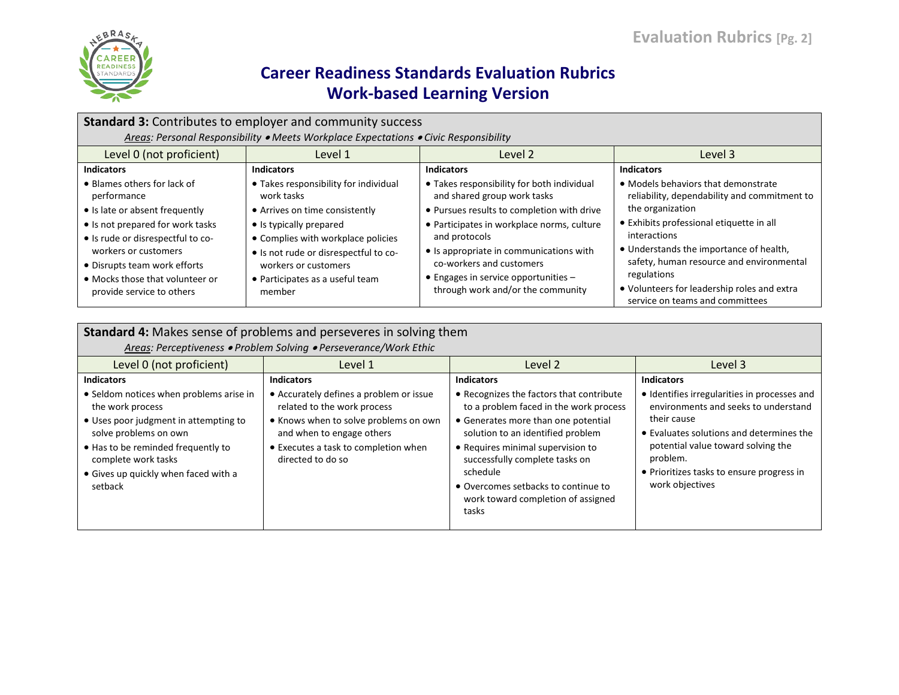# Career Readiness Standards Evaluation Rubrics
## Work-based Learning Version

| **Standard 3:** Contributes to employer and community success<br>*Areas: Personal Responsibility • Meets Workplace Expectations • Civic Responsibility* | | | |
|---|---|---|---|
| Level 0 (not proficient) | Level 1 | Level 2 | Level 3 |
| **Indicators**<br>• Blames others for lack of performance<br>• Is late or absent frequently<br>• Is not prepared for work tasks<br>• Is rude or disrespectful to co-workers or customers<br>• Disrupts team work efforts<br>• Mocks those that volunteer or provide service to others | **Indicators**<br>• Takes responsibility for individual work tasks<br>• Arrives on time consistently<br>• Is typically prepared<br>• Complies with workplace policies<br>• Is not rude or disrespectful to co-workers or customers<br>• Participates as a useful team member | **Indicators**<br>• Takes responsibility for both individual and shared group work tasks<br>• Pursues results to completion with drive<br>• Participates in workplace norms, culture and protocols<br>• Is appropriate in communications with co-workers and customers<br>• Engages in service opportunities – through work and/or the community | **Indicators**<br>• Models behaviors that demonstrate reliability, dependability and commitment to the organization<br>• Exhibits professional etiquette in all interactions<br>• Understands the importance of health, safety, human resource and environmental regulations<br>• Volunteers for leadership roles and extra service on teams and committees |

| **Standard 4:** Makes sense of problems and perseveres in solving them<br>*Areas: Perceptiveness • Problem Solving • Perseverance/Work Ethic* | | | |
|---|---|---|---|
| Level 0 (not proficient) | Level 1 | Level 2 | Level 3 |
| **Indicators**<br>• Seldom notices when problems arise in the work process<br>• Uses poor judgment in attempting to solve problems on own<br>• Has to be reminded frequently to complete work tasks<br>• Gives up quickly when faced with a setback | **Indicators**<br>• Accurately defines a problem or issue related to the work process<br>• Knows when to solve problems on own and when to engage others<br>• Executes a task to completion when directed to do so | **Indicators**<br>• Recognizes the factors that contribute to a problem faced in the work process<br>• Generates more than one potential solution to an identified problem<br>• Requires minimal supervision to successfully complete tasks on schedule<br>• Overcomes setbacks to continue to work toward completion of assigned tasks | **Indicators**<br>• Identifies irregularities in processes and environments and seeks to understand their cause<br>• Evaluates solutions and determines the potential value toward solving the problem.<br>• Prioritizes tasks to ensure progress in work objectives |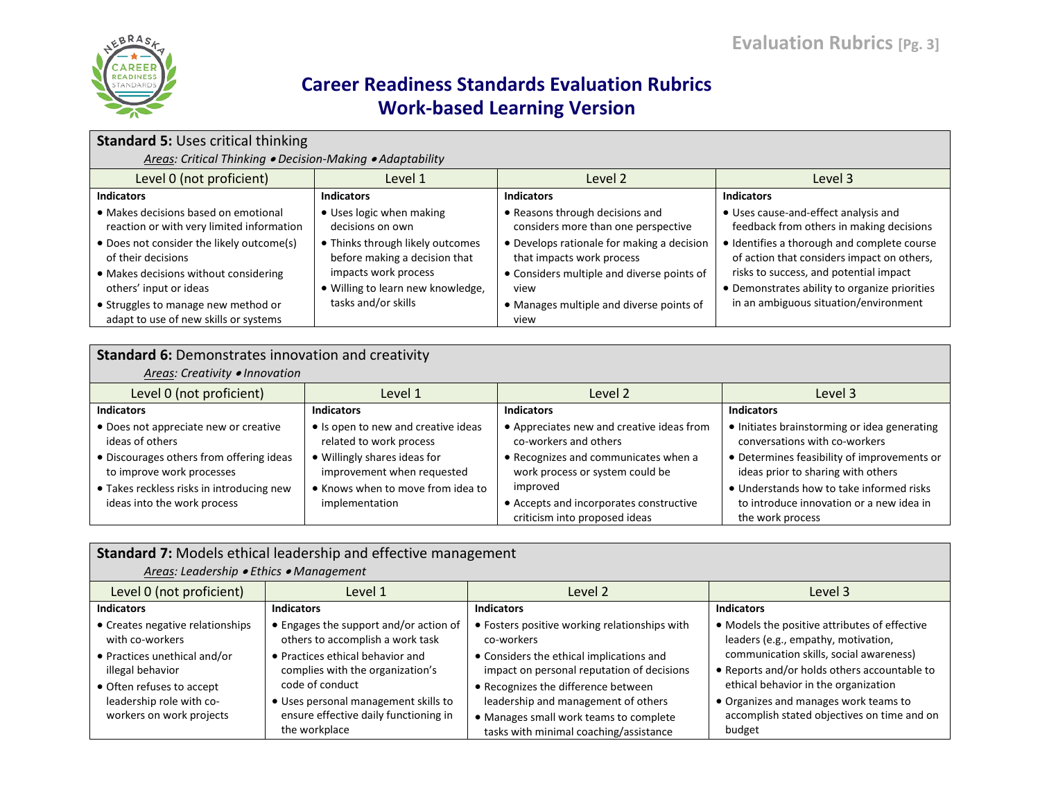# Career Readiness Standards Evaluation Rubrics
## Work-based Learning Version

**Standard 5:** Uses critical thinking

*Areas: Critical Thinking • Decision-Making • Adaptability*

| Level 0 (not proficient) | Level 1 | Level 2 | Level 3 |
|---|---|---|---|
| **Indicators** | **Indicators** | **Indicators** | **Indicators** |
| • Makes decisions based on emotional reaction or with very limited information<br>• Does not consider the likely outcome(s) of their decisions<br>• Makes decisions without considering others' input or ideas<br>• Struggles to manage new method or adapt to use of new skills or systems | • Uses logic when making decisions on own<br>• Thinks through likely outcomes before making a decision that impacts work process<br>• Willing to learn new knowledge, tasks and/or skills | • Reasons through decisions and considers more than one perspective<br>• Develops rationale for making a decision that impacts work process<br>• Considers multiple and diverse points of view<br>• Manages multiple and diverse points of view | • Uses cause-and-effect analysis and feedback from others in making decisions<br>• Identifies a thorough and complete course of action that considers impact on others, risks to success, and potential impact<br>• Demonstrates ability to organize priorities in an ambiguous situation/environment |

**Standard 6:** Demonstrates innovation and creativity

*Areas: Creativity • Innovation*

| Level 0 (not proficient) | Level 1 | Level 2 | Level 3 |
|---|---|---|---|
| **Indicators** | **Indicators** | **Indicators** | **Indicators** |
| • Does not appreciate new or creative ideas of others<br>• Discourages others from offering ideas to improve work processes<br>• Takes reckless risks in introducing new ideas into the work process | • Is open to new and creative ideas related to work process<br>• Willingly shares ideas for improvement when requested<br>• Knows when to move from idea to implementation | • Appreciates new and creative ideas from co-workers and others<br>• Recognizes and communicates when a work process or system could be improved<br>• Accepts and incorporates constructive criticism into proposed ideas | • Initiates brainstorming or idea generating conversations with co-workers<br>• Determines feasibility of improvements or ideas prior to sharing with others<br>• Understands how to take informed risks to introduce innovation or a new idea in the work process |

**Standard 7:** Models ethical leadership and effective management

*Areas: Leadership • Ethics • Management*

| Level 0 (not proficient) | Level 1 | Level 2 | Level 3 |
|---|---|---|---|
| **Indicators** | **Indicators** | **Indicators** | **Indicators** |
| • Creates negative relationships with co-workers<br>• Practices unethical and/or illegal behavior<br>• Often refuses to accept leadership role with co-workers on work projects | • Engages the support and/or action of others to accomplish a work task<br>• Practices ethical behavior and complies with the organization's code of conduct<br>• Uses personal management skills to ensure effective daily functioning in the workplace | • Fosters positive working relationships with co-workers<br>• Considers the ethical implications and impact on personal reputation of decisions<br>• Recognizes the difference between leadership and management of others<br>• Manages small work teams to complete tasks with minimal coaching/assistance | • Models the positive attributes of effective leaders (e.g., empathy, motivation, communication skills, social awareness)<br>• Reports and/or holds others accountable to ethical behavior in the organization<br>• Organizes and manages work teams to accomplish stated objectives on time and on budget |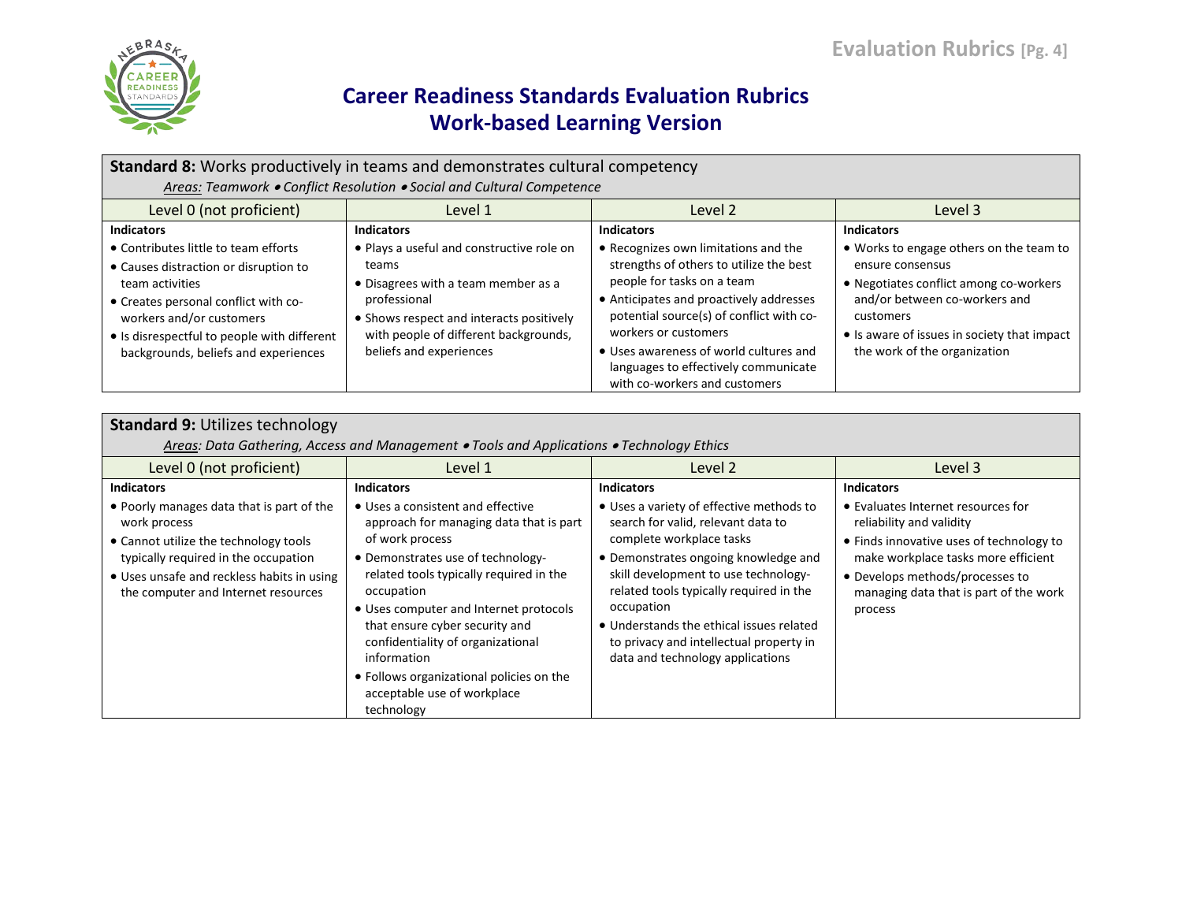# Career Readiness Standards Evaluation Rubrics
## Work-based Learning Version

**Standard 8:** Works productively in teams and demonstrates cultural competency

*Areas: Teamwork • Conflict Resolution • Social and Cultural Competence*

| Level 0 (not proficient) | Level 1 | Level 2 | Level 3 |
|---|---|---|---|
| **Indicators**<br>• Contributes little to team efforts<br>• Causes distraction or disruption to team activities<br>• Creates personal conflict with co-workers and/or customers<br>• Is disrespectful to people with different backgrounds, beliefs and experiences | **Indicators**<br>• Plays a useful and constructive role on teams<br>• Disagrees with a team member as a professional<br>• Shows respect and interacts positively with people of different backgrounds, beliefs and experiences | **Indicators**<br>• Recognizes own limitations and the strengths of others to utilize the best people for tasks on a team<br>• Anticipates and proactively addresses potential source(s) of conflict with co-workers or customers<br>• Uses awareness of world cultures and languages to effectively communicate with co-workers and customers | **Indicators**<br>• Works to engage others on the team to ensure consensus<br>• Negotiates conflict among co-workers and/or between co-workers and customers<br>• Is aware of issues in society that impact the work of the organization |

**Standard 9:** Utilizes technology

*Areas: Data Gathering, Access and Management • Tools and Applications • Technology Ethics*

| Level 0 (not proficient) | Level 1 | Level 2 | Level 3 |
|---|---|---|---|
| **Indicators**<br>• Poorly manages data that is part of the work process<br>• Cannot utilize the technology tools typically required in the occupation<br>• Uses unsafe and reckless habits in using the computer and Internet resources | **Indicators**<br>• Uses a consistent and effective approach for managing data that is part of work process<br>• Demonstrates use of technology-related tools typically required in the occupation<br>• Uses computer and Internet protocols that ensure cyber security and confidentiality of organizational information<br>• Follows organizational policies on the acceptable use of workplace technology | **Indicators**<br>• Uses a variety of effective methods to search for valid, relevant data to complete workplace tasks<br>• Demonstrates ongoing knowledge and skill development to use technology-related tools typically required in the occupation<br>• Understands the ethical issues related to privacy and intellectual property in data and technology applications | **Indicators**<br>• Evaluates Internet resources for reliability and validity<br>• Finds innovative uses of technology to make workplace tasks more efficient<br>• Develops methods/processes to managing data that is part of the work process |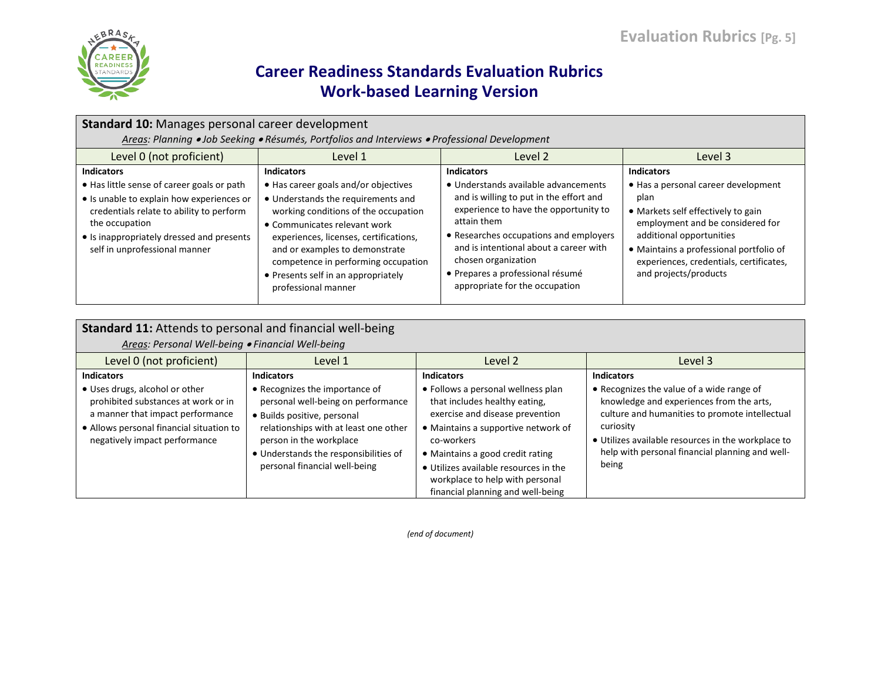# Career Readiness Standards Evaluation Rubrics
# Work-based Learning Version

**Standard 10:** Manages personal career development

*Areas: Planning • Job Seeking • Résumés, Portfolios and Interviews • Professional Development*

| Level 0 (not proficient) | Level 1 | Level 2 | Level 3 |
|---|---|---|---|
| **Indicators**<br>• Has little sense of career goals or path<br>• Is unable to explain how experiences or credentials relate to ability to perform the occupation<br>• Is inappropriately dressed and presents self in unprofessional manner | **Indicators**<br>• Has career goals and/or objectives<br>• Understands the requirements and working conditions of the occupation<br>• Communicates relevant work experiences, licenses, certifications, and or examples to demonstrate competence in performing occupation<br>• Presents self in an appropriately professional manner | **Indicators**<br>• Understands available advancements and is willing to put in the effort and experience to have the opportunity to attain them<br>• Researches occupations and employers and is intentional about a career with chosen organization<br>• Prepares a professional résumé appropriate for the occupation | **Indicators**<br>• Has a personal career development plan<br>• Markets self effectively to gain employment and be considered for additional opportunities<br>• Maintains a professional portfolio of experiences, credentials, certificates, and projects/products |

**Standard 11:** Attends to personal and financial well-being

*Areas: Personal Well-being • Financial Well-being*

| Level 0 (not proficient) | Level 1 | Level 2 | Level 3 |
|---|---|---|---|
| **Indicators**<br>• Uses drugs, alcohol or other prohibited substances at work or in a manner that impact performance<br>• Allows personal financial situation to negatively impact performance | **Indicators**<br>• Recognizes the importance of personal well-being on performance<br>• Builds positive, personal relationships with at least one other person in the workplace<br>• Understands the responsibilities of personal financial well-being | **Indicators**<br>• Follows a personal wellness plan that includes healthy eating, exercise and disease prevention<br>• Maintains a supportive network of co-workers<br>• Maintains a good credit rating<br>• Utilizes available resources in the workplace to help with personal financial planning and well-being | **Indicators**<br>• Recognizes the value of a wide range of knowledge and experiences from the arts, culture and humanities to promote intellectual curiosity<br>• Utilizes available resources in the workplace to help with personal financial planning and well-being |

*(end of document)*